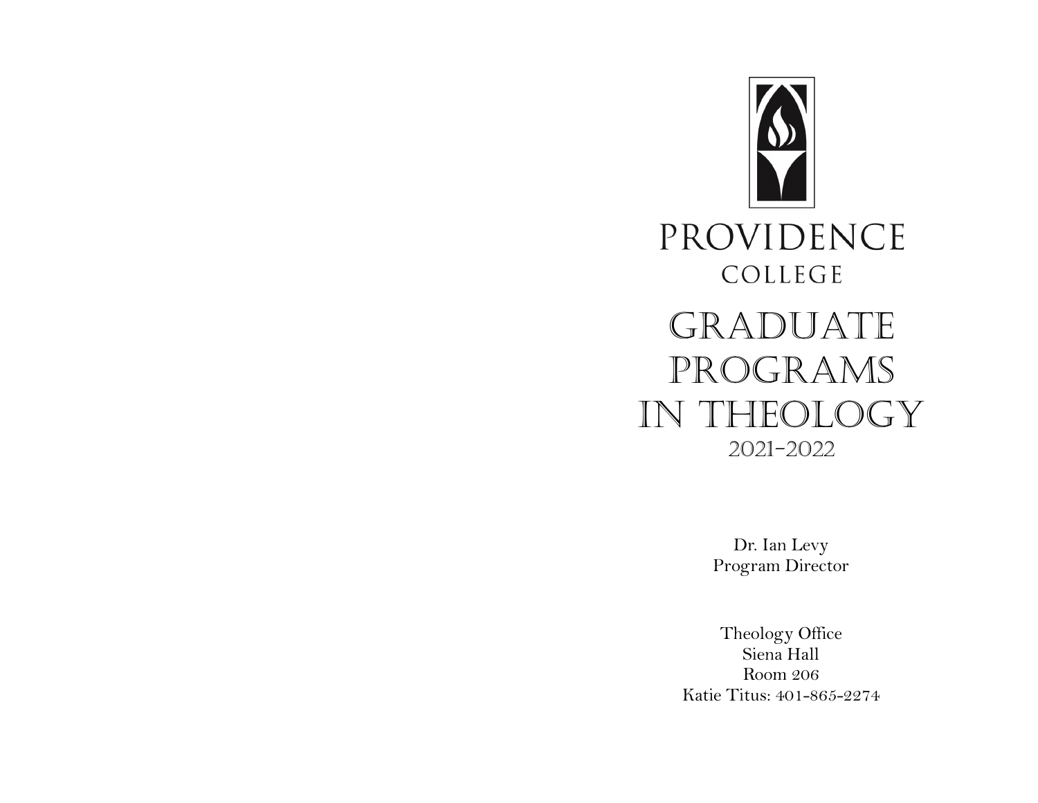PROVIDENCE
COLLEGE

# GRADUATE PROGRAMS IN THEOLOGY
## 2021-2022

Dr. Ian Levy
Program Director

Theology Office
Siena Hall
Room 206
Katie Titus: 401-865-2274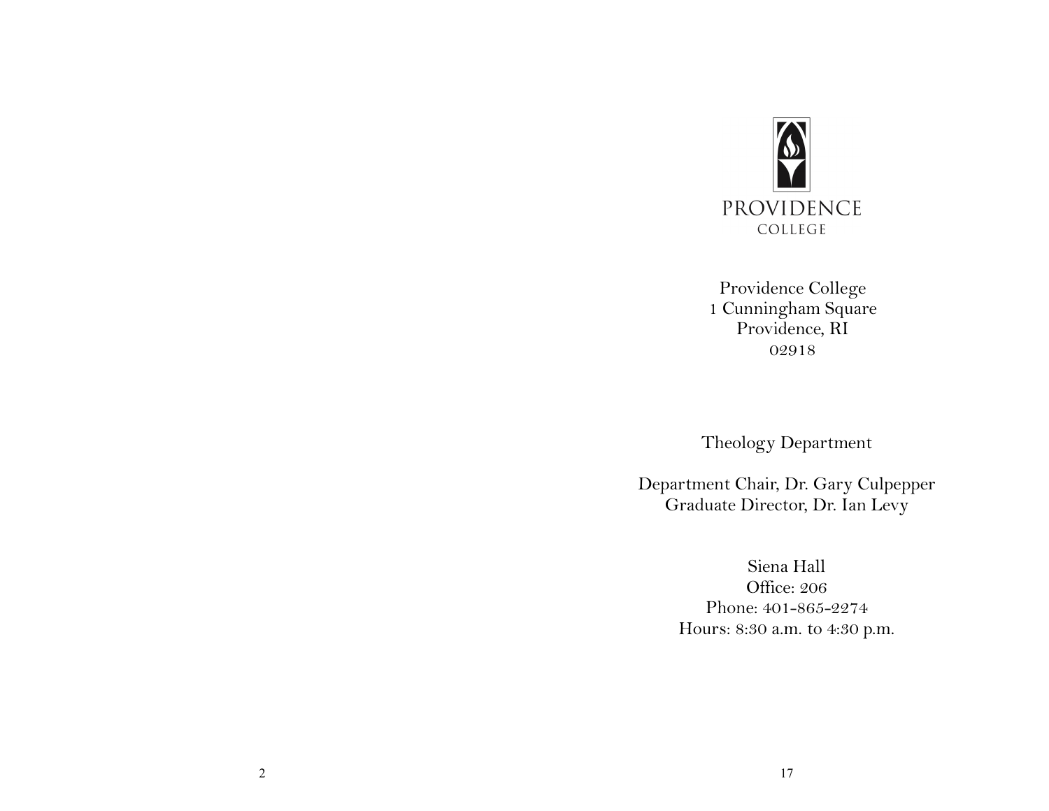PROVIDENCE
COLLEGE

Providence College
1 Cunningham Square
Providence, RI
02918

Theology Department

Department Chair, Dr. Gary Culpepper
Graduate Director, Dr. Ian Levy

Siena Hall
Office: 206
Phone: 401-865-2274
Hours: 8:30 a.m. to 4:30 p.m.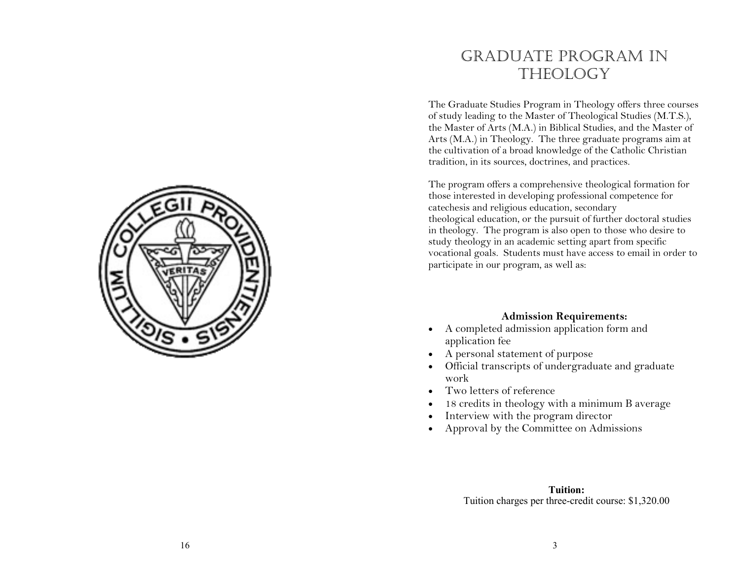# Graduate Program in Theology

The Graduate Studies Program in Theology offers three courses of study leading to the Master of Theological Studies (M.T.S.), the Master of Arts (M.A.) in Biblical Studies, and the Master of Arts (M.A.) in Theology. The three graduate programs aim at the cultivation of a broad knowledge of the Catholic Christian tradition, in its sources, doctrines, and practices.

The program offers a comprehensive theological formation for those interested in developing professional competence for catechesis and religious education, secondary theological education, or the pursuit of further doctoral studies in theology. The program is also open to those who desire to study theology in an academic setting apart from specific vocational goals. Students must have access to email in order to participate in our program, as well as:

**Admission Requirements:**

- A completed admission application form and application fee
- A personal statement of purpose
- Official transcripts of undergraduate and graduate work
- Two letters of reference
- 18 credits in theology with a minimum B average
- Interview with the program director
- Approval by the Committee on Admissions

**Tuition:**

Tuition charges per three-credit course: $1,320.00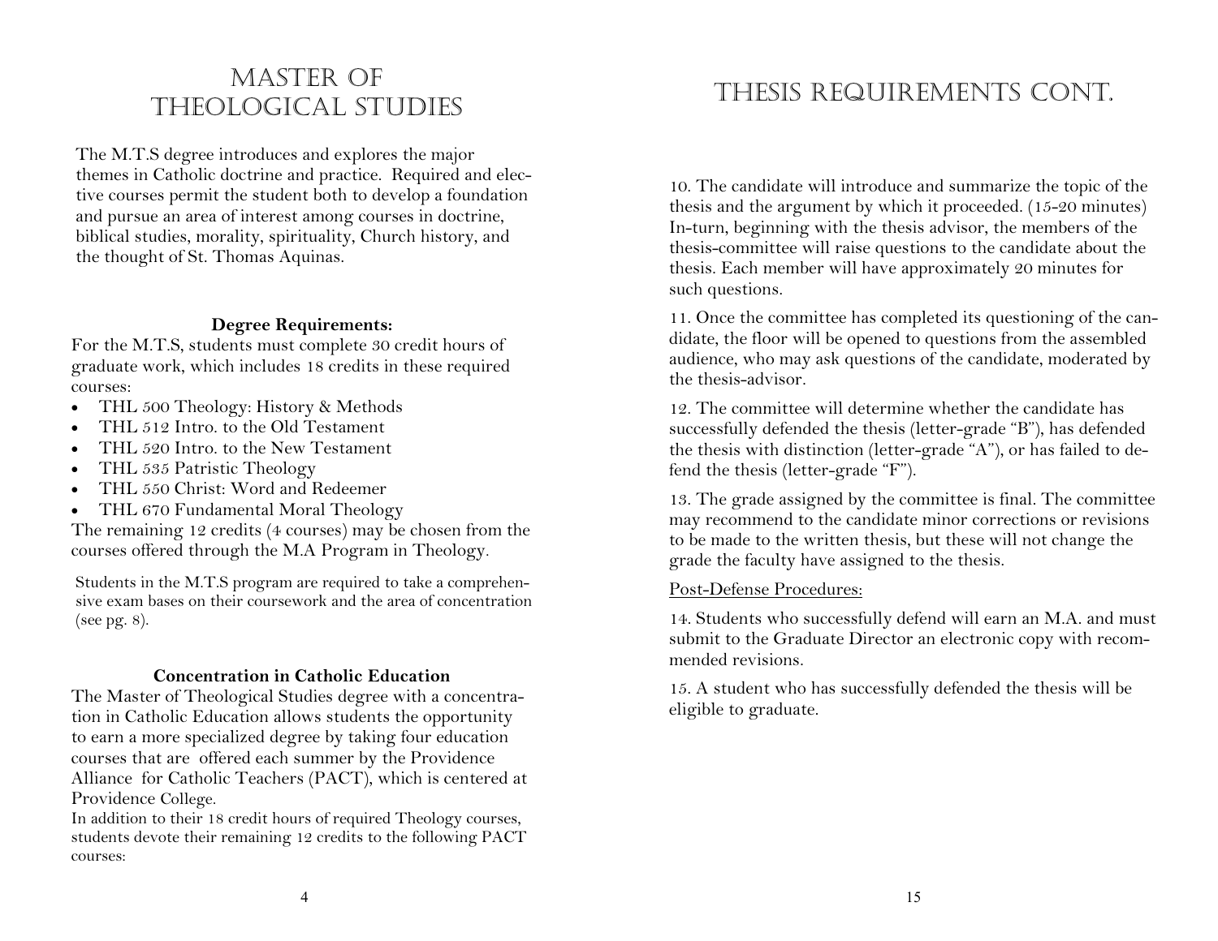# Master of Theological Studies

The M.T.S degree introduces and explores the major themes in Catholic doctrine and practice. Required and elective courses permit the student both to develop a foundation and pursue an area of interest among courses in doctrine, biblical studies, morality, spirituality, Church history, and the thought of St. Thomas Aquinas.

**Degree Requirements:**

For the M.T.S, students must complete 30 credit hours of graduate work, which includes 18 credits in these required courses:

- THL 500 Theology: History & Methods
- THL 512 Intro. to the Old Testament
- THL 520 Intro. to the New Testament
- THL 535 Patristic Theology
- THL 550 Christ: Word and Redeemer
- THL 670 Fundamental Moral Theology

The remaining 12 credits (4 courses) may be chosen from the courses offered through the M.A Program in Theology.

Students in the M.T.S program are required to take a comprehensive exam bases on their coursework and the area of concentration (see pg. 8).

**Concentration in Catholic Education**

The Master of Theological Studies degree with a concentration in Catholic Education allows students the opportunity to earn a more specialized degree by taking four education courses that are offered each summer by the Providence Alliance for Catholic Teachers (PACT), which is centered at Providence College.

In addition to their 18 credit hours of required Theology courses, students devote their remaining 12 credits to the following PACT courses:

# Thesis Requirements Cont.

10. The candidate will introduce and summarize the topic of the thesis and the argument by which it proceeded. (15-20 minutes) In-turn, beginning with the thesis advisor, the members of the thesis-committee will raise questions to the candidate about the thesis. Each member will have approximately 20 minutes for such questions.

11. Once the committee has completed its questioning of the candidate, the floor will be opened to questions from the assembled audience, who may ask questions of the candidate, moderated by the thesis-advisor.

12. The committee will determine whether the candidate has successfully defended the thesis (letter-grade "B"), has defended the thesis with distinction (letter-grade "A"), or has failed to defend the thesis (letter-grade "F").

13. The grade assigned by the committee is final. The committee may recommend to the candidate minor corrections or revisions to be made to the written thesis, but these will not change the grade the faculty have assigned to the thesis.

Post-Defense Procedures:

14. Students who successfully defend will earn an M.A. and must submit to the Graduate Director an electronic copy with recommended revisions.

15. A student who has successfully defended the thesis will be eligible to graduate.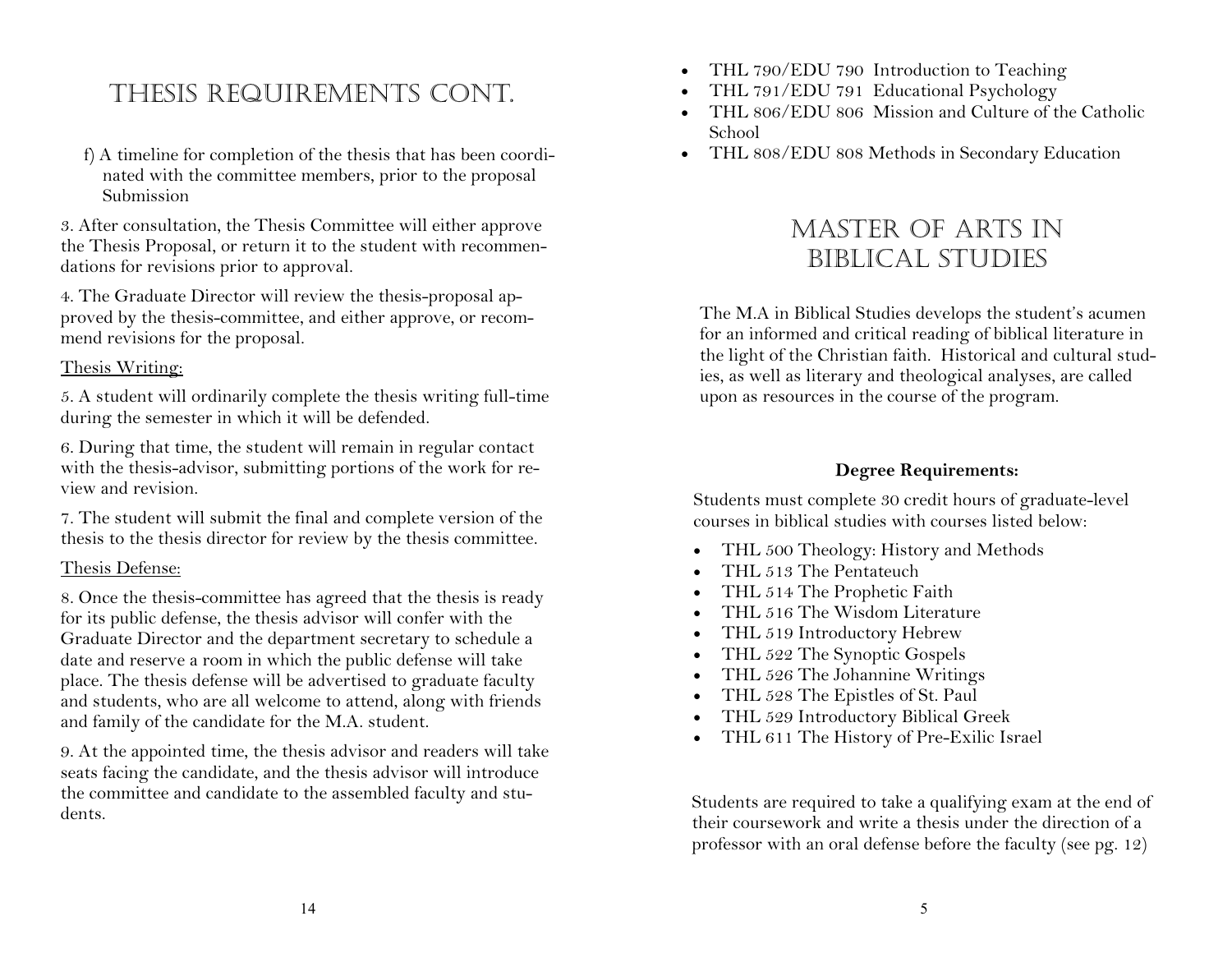# Thesis Requirements cont.

f) A timeline for completion of the thesis that has been coordinated with the committee members, prior to the proposal Submission

3. After consultation, the Thesis Committee will either approve the Thesis Proposal, or return it to the student with recommendations for revisions prior to approval.

4. The Graduate Director will review the thesis-proposal approved by the thesis-committee, and either approve, or recommend revisions for the proposal.

Thesis Writing:

5. A student will ordinarily complete the thesis writing full-time during the semester in which it will be defended.

6. During that time, the student will remain in regular contact with the thesis-advisor, submitting portions of the work for review and revision.

7. The student will submit the final and complete version of the thesis to the thesis director for review by the thesis committee.

Thesis Defense:

8. Once the thesis-committee has agreed that the thesis is ready for its public defense, the thesis advisor will confer with the Graduate Director and the department secretary to schedule a date and reserve a room in which the public defense will take place. The thesis defense will be advertised to graduate faculty and students, who are all welcome to attend, along with friends and family of the candidate for the M.A. student.

9. At the appointed time, the thesis advisor and readers will take seats facing the candidate, and the thesis advisor will introduce the committee and candidate to the assembled faculty and students.

- THL 790/EDU 790 Introduction to Teaching
- THL 791/EDU 791 Educational Psychology
- THL 806/EDU 806 Mission and Culture of the Catholic School
- THL 808/EDU 808 Methods in Secondary Education

# Master of Arts in Biblical Studies

The M.A in Biblical Studies develops the student's acumen for an informed and critical reading of biblical literature in the light of the Christian faith. Historical and cultural studies, as well as literary and theological analyses, are called upon as resources in the course of the program.

**Degree Requirements:**

Students must complete 30 credit hours of graduate-level courses in biblical studies with courses listed below:

- THL 500 Theology: History and Methods
- THL 513 The Pentateuch
- THL 514 The Prophetic Faith
- THL 516 The Wisdom Literature
- THL 519 Introductory Hebrew
- THL 522 The Synoptic Gospels
- THL 526 The Johannine Writings
- THL 528 The Epistles of St. Paul
- THL 529 Introductory Biblical Greek
- THL 611 The History of Pre-Exilic Israel

Students are required to take a qualifying exam at the end of their coursework and write a thesis under the direction of a professor with an oral defense before the faculty (see pg. 12)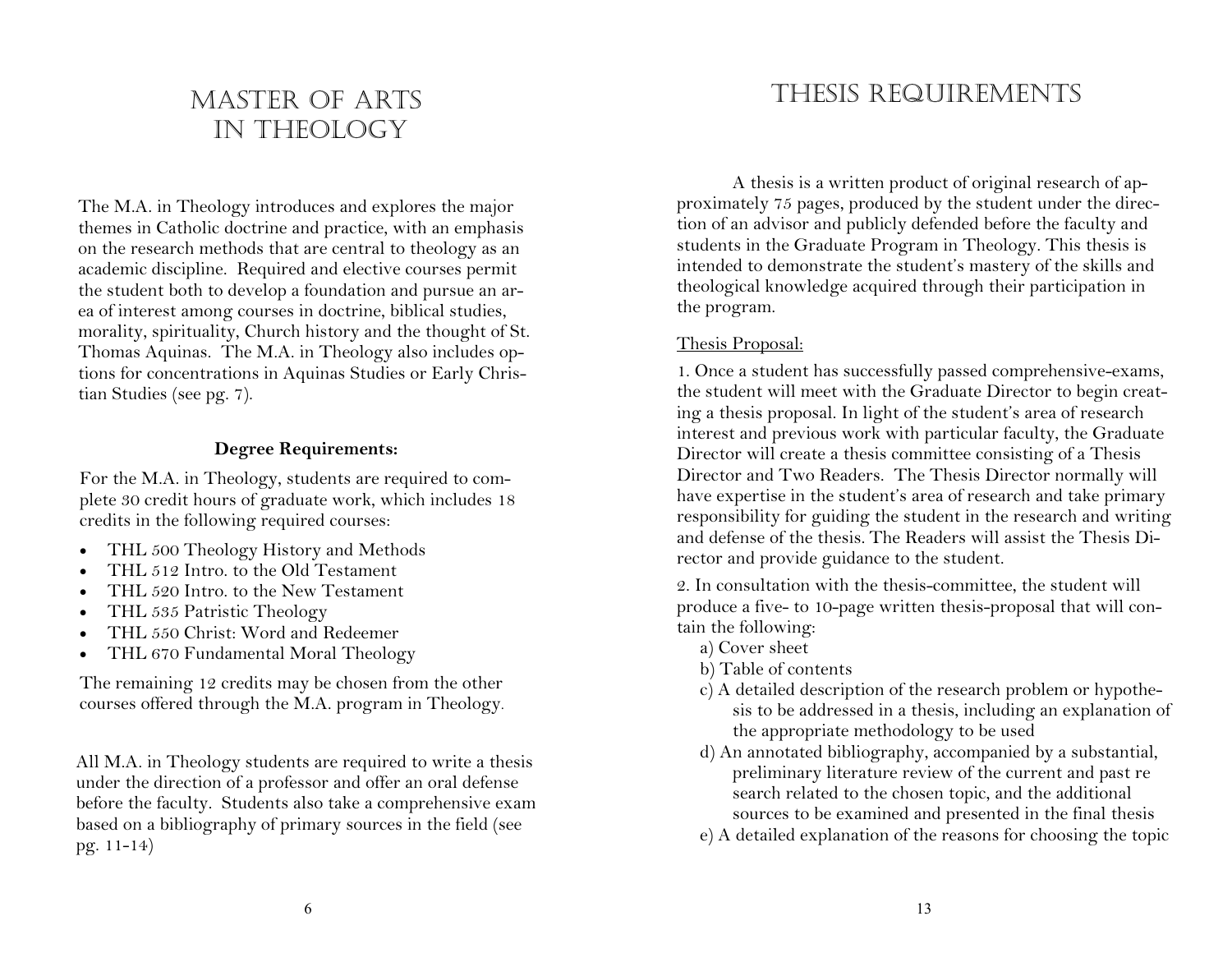# Master of Arts in Theology

The M.A. in Theology introduces and explores the major themes in Catholic doctrine and practice, with an emphasis on the research methods that are central to theology as an academic discipline. Required and elective courses permit the student both to develop a foundation and pursue an area of interest among courses in doctrine, biblical studies, morality, spirituality, Church history and the thought of St. Thomas Aquinas. The M.A. in Theology also includes options for concentrations in Aquinas Studies or Early Christian Studies (see pg. 7).

**Degree Requirements:**

For the M.A. in Theology, students are required to complete 30 credit hours of graduate work, which includes 18 credits in the following required courses:

- THL 500 Theology History and Methods
- THL 512 Intro. to the Old Testament
- THL 520 Intro. to the New Testament
- THL 535 Patristic Theology
- THL 550 Christ: Word and Redeemer
- THL 670 Fundamental Moral Theology

The remaining 12 credits may be chosen from the other courses offered through the M.A. program in Theology.

All M.A. in Theology students are required to write a thesis under the direction of a professor and offer an oral defense before the faculty. Students also take a comprehensive exam based on a bibliography of primary sources in the field (see pg. 11-14)

# Thesis Requirements

A thesis is a written product of original research of approximately 75 pages, produced by the student under the direction of an advisor and publicly defended before the faculty and students in the Graduate Program in Theology. This thesis is intended to demonstrate the student's mastery of the skills and theological knowledge acquired through their participation in the program.

Thesis Proposal:

1. Once a student has successfully passed comprehensive-exams, the student will meet with the Graduate Director to begin creating a thesis proposal. In light of the student's area of research interest and previous work with particular faculty, the Graduate Director will create a thesis committee consisting of a Thesis Director and Two Readers. The Thesis Director normally will have expertise in the student's area of research and take primary responsibility for guiding the student in the research and writing and defense of the thesis. The Readers will assist the Thesis Director and provide guidance to the student.

2. In consultation with the thesis-committee, the student will produce a five- to 10-page written thesis-proposal that will contain the following:

a) Cover sheet

b) Table of contents

c) A detailed description of the research problem or hypothesis to be addressed in a thesis, including an explanation of the appropriate methodology to be used

d) An annotated bibliography, accompanied by a substantial, preliminary literature review of the current and past research related to the chosen topic, and the additional sources to be examined and presented in the final thesis

e) A detailed explanation of the reasons for choosing the topic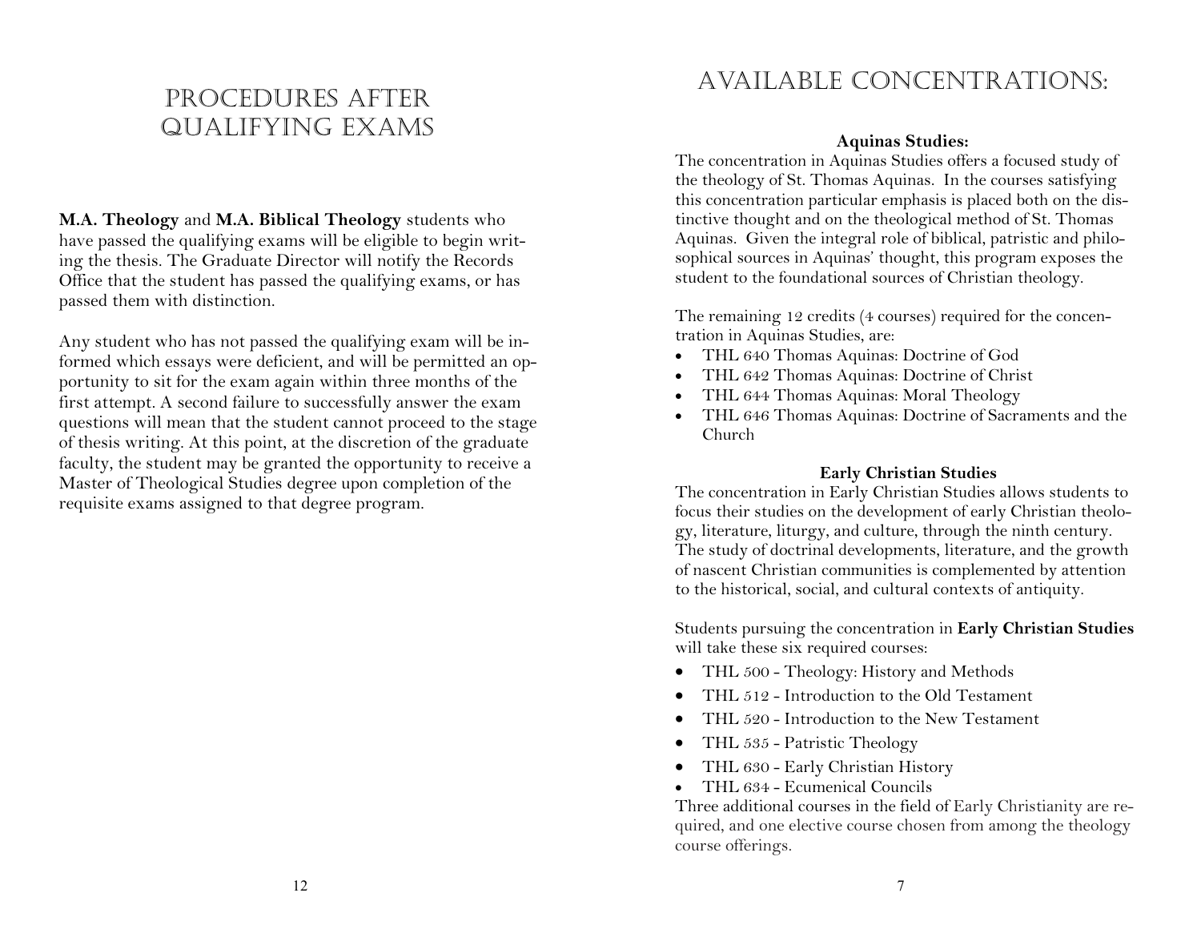# Procedures After Qualifying Exams

**M.A. Theology** and **M.A. Biblical Theology** students who have passed the qualifying exams will be eligible to begin writing the thesis. The Graduate Director will notify the Records Office that the student has passed the qualifying exams, or has passed them with distinction.

Any student who has not passed the qualifying exam will be informed which essays were deficient, and will be permitted an opportunity to sit for the exam again within three months of the first attempt. A second failure to successfully answer the exam questions will mean that the student cannot proceed to the stage of thesis writing. At this point, at the discretion of the graduate faculty, the student may be granted the opportunity to receive a Master of Theological Studies degree upon completion of the requisite exams assigned to that degree program.

# Available Concentrations:

### Aquinas Studies:

The concentration in Aquinas Studies offers a focused study of the theology of St. Thomas Aquinas. In the courses satisfying this concentration particular emphasis is placed both on the distinctive thought and on the theological method of St. Thomas Aquinas. Given the integral role of biblical, patristic and philosophical sources in Aquinas' thought, this program exposes the student to the foundational sources of Christian theology.

The remaining 12 credits (4 courses) required for the concentration in Aquinas Studies, are:

- THL 640 Thomas Aquinas: Doctrine of God
- THL 642 Thomas Aquinas: Doctrine of Christ
- THL 644 Thomas Aquinas: Moral Theology
- THL 646 Thomas Aquinas: Doctrine of Sacraments and the Church

### Early Christian Studies

The concentration in Early Christian Studies allows students to focus their studies on the development of early Christian theology, literature, liturgy, and culture, through the ninth century. The study of doctrinal developments, literature, and the growth of nascent Christian communities is complemented by attention to the historical, social, and cultural contexts of antiquity.

Students pursuing the concentration in **Early Christian Studies** will take these six required courses:

- THL 500 - Theology: History and Methods
- THL 512 - Introduction to the Old Testament
- THL 520 - Introduction to the New Testament
- THL 535 - Patristic Theology
- THL 630 - Early Christian History
- THL 634 - Ecumenical Councils

Three additional courses in the field of Early Christianity are required, and one elective course chosen from among the theology course offerings.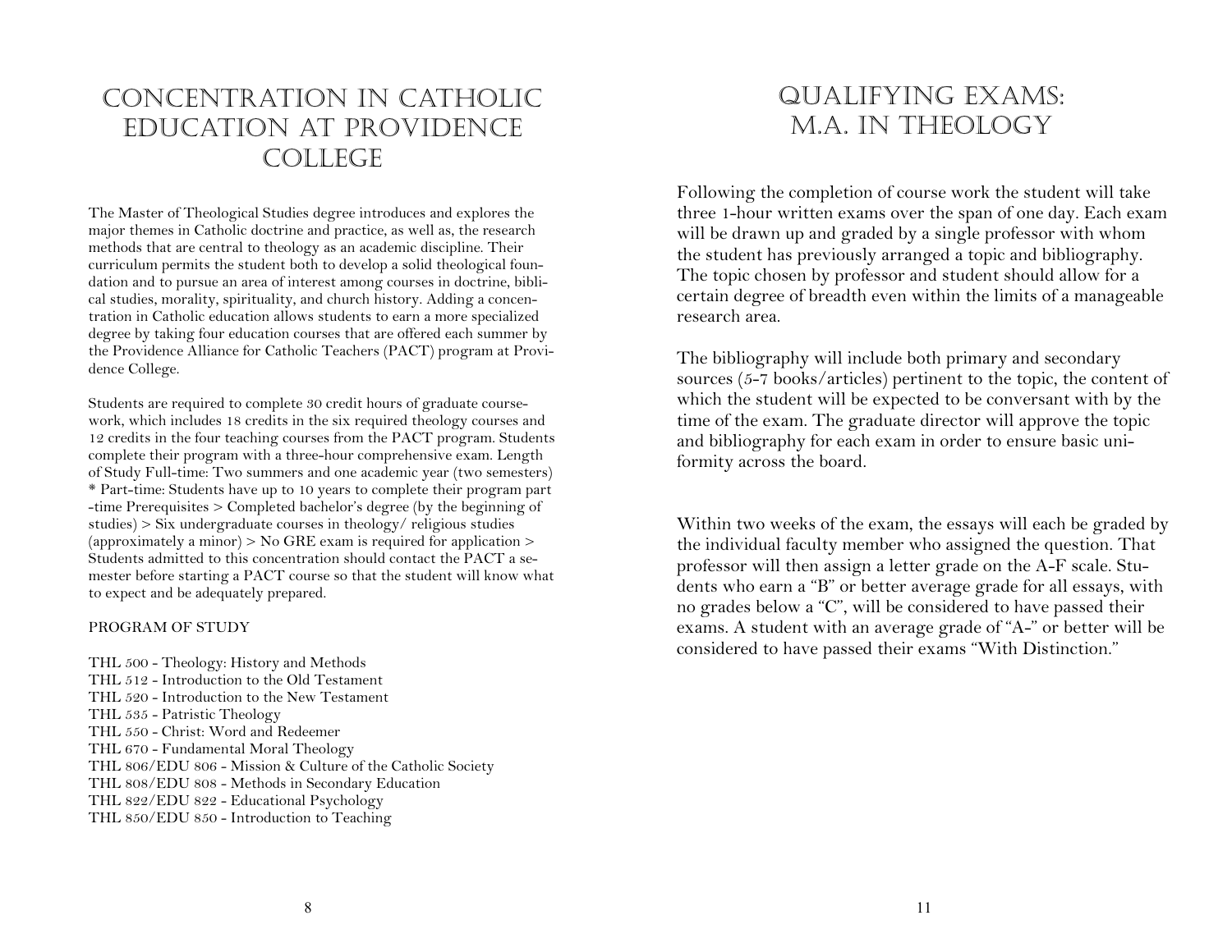# Concentration in Catholic Education at Providence College

The Master of Theological Studies degree introduces and explores the major themes in Catholic doctrine and practice, as well as, the research methods that are central to theology as an academic discipline. Their curriculum permits the student both to develop a solid theological foundation and to pursue an area of interest among courses in doctrine, biblical studies, morality, spirituality, and church history. Adding a concentration in Catholic education allows students to earn a more specialized degree by taking four education courses that are offered each summer by the Providence Alliance for Catholic Teachers (PACT) program at Providence College.

Students are required to complete 30 credit hours of graduate coursework, which includes 18 credits in the six required theology courses and 12 credits in the four teaching courses from the PACT program. Students complete their program with a three-hour comprehensive exam. Length of Study Full-time: Two summers and one academic year (two semesters) * Part-time: Students have up to 10 years to complete their program part-time Prerequisites > Completed bachelor's degree (by the beginning of studies) > Six undergraduate courses in theology/ religious studies (approximately a minor) > No GRE exam is required for application > Students admitted to this concentration should contact the PACT a semester before starting a PACT course so that the student will know what to expect and be adequately prepared.

PROGRAM OF STUDY

THL 500 - Theology: History and Methods
THL 512 - Introduction to the Old Testament
THL 520 - Introduction to the New Testament
THL 535 - Patristic Theology
THL 550 - Christ: Word and Redeemer
THL 670 - Fundamental Moral Theology
THL 806/EDU 806 - Mission & Culture of the Catholic Society
THL 808/EDU 808 - Methods in Secondary Education
THL 822/EDU 822 - Educational Psychology
THL 850/EDU 850 - Introduction to Teaching

# Qualifying Exams: M.A. in Theology

Following the completion of course work the student will take three 1-hour written exams over the span of one day. Each exam will be drawn up and graded by a single professor with whom the student has previously arranged a topic and bibliography. The topic chosen by professor and student should allow for a certain degree of breadth even within the limits of a manageable research area.

The bibliography will include both primary and secondary sources (5-7 books/articles) pertinent to the topic, the content of which the student will be expected to be conversant with by the time of the exam. The graduate director will approve the topic and bibliography for each exam in order to ensure basic uniformity across the board.

Within two weeks of the exam, the essays will each be graded by the individual faculty member who assigned the question. That professor will then assign a letter grade on the A-F scale. Students who earn a "B" or better average grade for all essays, with no grades below a "C", will be considered to have passed their exams. A student with an average grade of "A-" or better will be considered to have passed their exams "With Distinction."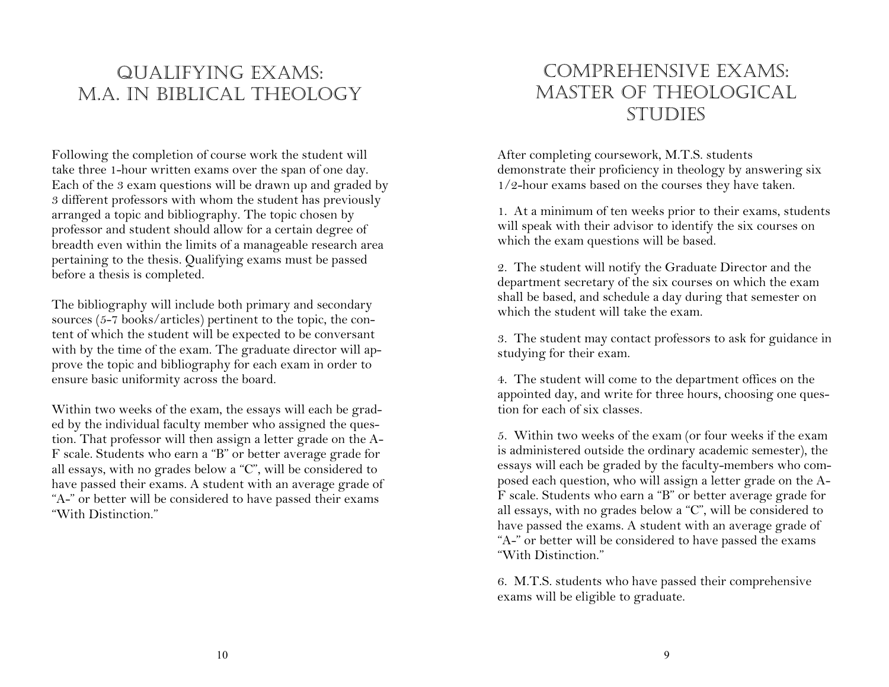# Qualifying Exams: M.A. in Biblical Theology

Following the completion of course work the student will take three 1-hour written exams over the span of one day. Each of the 3 exam questions will be drawn up and graded by 3 different professors with whom the student has previously arranged a topic and bibliography. The topic chosen by professor and student should allow for a certain degree of breadth even within the limits of a manageable research area pertaining to the thesis. Qualifying exams must be passed before a thesis is completed.

The bibliography will include both primary and secondary sources (5-7 books/articles) pertinent to the topic, the content of which the student will be expected to be conversant with by the time of the exam. The graduate director will approve the topic and bibliography for each exam in order to ensure basic uniformity across the board.

Within two weeks of the exam, the essays will each be graded by the individual faculty member who assigned the question. That professor will then assign a letter grade on the A-F scale. Students who earn a "B" or better average grade for all essays, with no grades below a "C", will be considered to have passed their exams. A student with an average grade of "A-" or better will be considered to have passed their exams "With Distinction."

# Comprehensive Exams: Master of Theological Studies

After completing coursework, M.T.S. students demonstrate their proficiency in theology by answering six 1/2-hour exams based on the courses they have taken.

1. At a minimum of ten weeks prior to their exams, students will speak with their advisor to identify the six courses on which the exam questions will be based.

2. The student will notify the Graduate Director and the department secretary of the six courses on which the exam shall be based, and schedule a day during that semester on which the student will take the exam.

3. The student may contact professors to ask for guidance in studying for their exam.

4. The student will come to the department offices on the appointed day, and write for three hours, choosing one question for each of six classes.

5. Within two weeks of the exam (or four weeks if the exam is administered outside the ordinary academic semester), the essays will each be graded by the faculty-members who composed each question, who will assign a letter grade on the A-F scale. Students who earn a "B" or better average grade for all essays, with no grades below a "C", will be considered to have passed the exams. A student with an average grade of "A-" or better will be considered to have passed the exams "With Distinction."

6. M.T.S. students who have passed their comprehensive exams will be eligible to graduate.